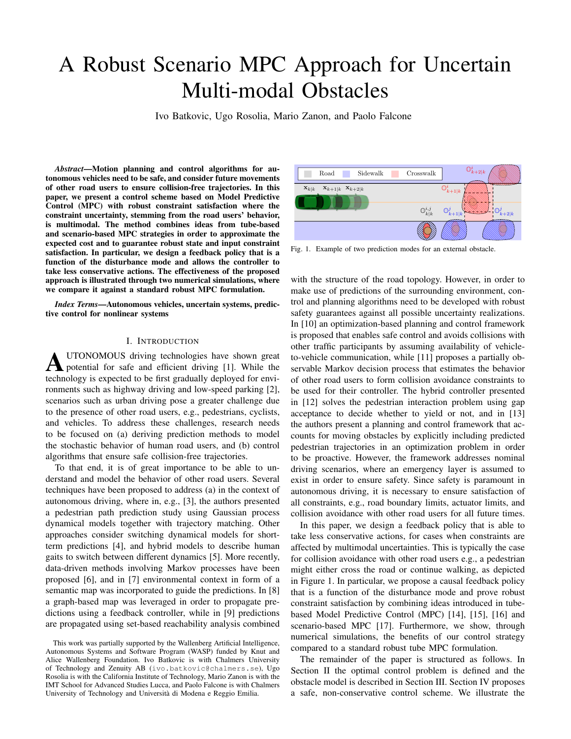# A Robust Scenario MPC Approach for Uncertain Multi-modal Obstacles

Ivo Batkovic, Ugo Rosolia, Mario Zanon, and Paolo Falcone

***Abstract*—Motion planning and control algorithms for autonomous vehicles need to be safe, and consider future movements of other road users to ensure collision-free trajectories. In this paper, we present a control scheme based on Model Predictive Control (MPC) with robust constraint satisfaction where the constraint uncertainty, stemming from the road users' behavior, is multimodal. The method combines ideas from tube-based and scenario-based MPC strategies in order to approximate the expected cost and to guarantee robust state and input constraint satisfaction. In particular, we design a feedback policy that is a function of the disturbance mode and allows the controller to take less conservative actions. The effectiveness of the proposed approach is illustrated through two numerical simulations, where we compare it against a standard robust MPC formulation.**

***Index Terms*—Autonomous vehicles, uncertain systems, predictive control for nonlinear systems**

Fig. 1. Example of two prediction modes for an external obstacle.

## I. Introduction

Autonomous driving technologies have shown great potential for safe and efficient driving [1]. While the technology is expected to be first gradually deployed for environments such as highway driving and low-speed parking [2], scenarios such as urban driving pose a greater challenge due to the presence of other road users, e.g., pedestrians, cyclists, and vehicles. To address these challenges, research needs to be focused on (a) deriving prediction methods to model the stochastic behavior of human road users, and (b) control algorithms that ensure safe collision-free trajectories.

To that end, it is of great importance to be able to understand and model the behavior of other road users. Several techniques have been proposed to address (a) in the context of autonomous driving, where in, e.g., [3], the authors presented a pedestrian path prediction study using Gaussian process dynamical models together with trajectory matching. Other approaches consider switching dynamical models for short-term predictions [4], and hybrid models to describe human gaits to switch between different dynamics [5]. More recently, data-driven methods involving Markov processes have been proposed [6], and in [7] environmental context in form of a semantic map was incorporated to guide the predictions. In [8] a graph-based map was leveraged in order to propagate predictions using a feedback controller, while in [9] predictions are propagated using set-based reachability analysis combined with the structure of the road topology. However, in order to make use of predictions of the surrounding environment, control and planning algorithms need to be developed with robust safety guarantees against all possible uncertainty realizations. In [10] an optimization-based planning and control framework is proposed that enables safe control and avoids collisions with other traffic participants by assuming availability of vehicle-to-vehicle communication, while [11] proposes a partially observable Markov decision process that estimates the behavior of other road users to form collision avoidance constraints to be used for their controller. The hybrid controller presented in [12] solves the pedestrian interaction problem using gap acceptance to decide whether to yield or not, and in [13] the authors present a planning and control framework that accounts for moving obstacles by explicitly including predicted pedestrian trajectories in an optimization problem in order to be proactive. However, the framework addresses nominal driving scenarios, where an emergency layer is assumed to exist in order to ensure safety. Since safety is paramount in autonomous driving, it is necessary to ensure satisfaction of all constraints, e.g., road boundary limits, actuator limits, and collision avoidance with other road users for all future times.

In this paper, we design a feedback policy that is able to take less conservative actions, for cases when constraints are affected by multimodal uncertainties. This is typically the case for collision avoidance with other road users e.g., a pedestrian might either cross the road or continue walking, as depicted in Figure 1. In particular, we propose a causal feedback policy that is a function of the disturbance mode and prove robust constraint satisfaction by combining ideas introduced in tube-based Model Predictive Control (MPC) [14], [15], [16] and scenario-based MPC [17]. Furthermore, we show, through numerical simulations, the benefits of our control strategy compared to a standard robust tube MPC formulation.

The remainder of the paper is structured as follows. In Section II the optimal control problem is defined and the obstacle model is described in Section III. Section IV proposes a safe, non-conservative control scheme. We illustrate the

This work was partially supported by the Wallenberg Artificial Intelligence, Autonomous Systems and Software Program (WASP) funded by Knut and Alice Wallenberg Foundation. Ivo Batkovic is with Chalmers University of Technology and Zenuity AB (ivo.batkovic@chalmers.se), Ugo Rosolia is with the California Institute of Technology, Mario Zanon is with the IMT School for Advanced Studies Lucca, and Paolo Falcone is with Chalmers University of Technology and Università di Modena e Reggio Emilia.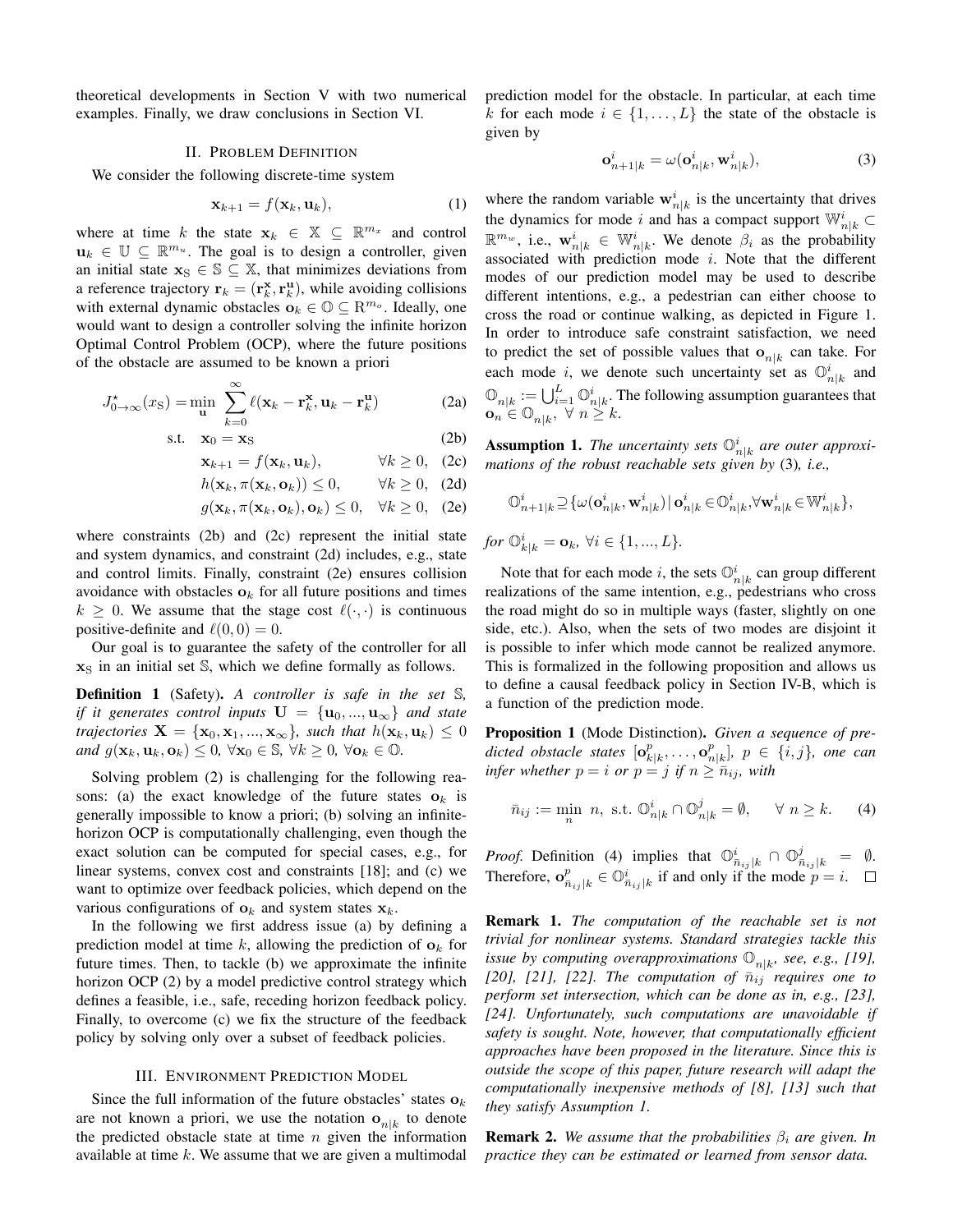theoretical developments in Section V with two numerical examples. Finally, we draw conclusions in Section VI.

## II. Problem Definition

We consider the following discrete-time system

$$\mathbf{x}_{k+1} = f(\mathbf{x}_k, \mathbf{u}_k), \tag{1}$$

where at time $k$ the state $\mathbf{x}_k \in \mathbb{X} \subseteq \mathbb{R}^{m_x}$ and control $\mathbf{u}_k \in \mathbb{U} \subseteq \mathbb{R}^{m_u}$. The goal is to design a controller, given an initial state $\mathbf{x}_\mathrm{S} \in \mathbb{S} \subseteq \mathbb{X}$, that minimizes deviations from a reference trajectory $\mathbf{r}_k = (\mathbf{r}_k^\mathbf{x}, \mathbf{r}_k^\mathbf{u})$, while avoiding collisions with external dynamic obstacles $\mathbf{o}_k \in \mathbb{O} \subseteq \mathrm{R}^{m_o}$. Ideally, one would want to design a controller solving the infinite horizon Optimal Control Problem (OCP), where the future positions of the obstacle are assumed to be known a priori

$$
\begin{aligned}
J^\star_{0\to\infty}(x_\mathrm{S}) = \min_{\mathbf{u}} \ & \sum_{k=0}^{\infty} \ell(\mathbf{x}_k - \mathbf{r}_k^\mathbf{x}, \mathbf{u}_k - \mathbf{r}_k^\mathbf{u}) && \text{(2a)}\\
\text{s.t.} \ \ & \mathbf{x}_0 = \mathbf{x}_\mathrm{S} && \text{(2b)}\\
& \mathbf{x}_{k+1} = f(\mathbf{x}_k, \mathbf{u}_k), \quad \forall k \geq 0, && \text{(2c)}\\
& h(\mathbf{x}_k, \pi(\mathbf{x}_k, \mathbf{o}_k)) \leq 0, \quad \forall k \geq 0, && \text{(2d)}\\
& g(\mathbf{x}_k, \pi(\mathbf{x}_k, \mathbf{o}_k), \mathbf{o}_k) \leq 0, \quad \forall k \geq 0, && \text{(2e)}
\end{aligned}
$$

where constraints (2b) and (2c) represent the initial state and system dynamics, and constraint (2d) includes, e.g., state and control limits. Finally, constraint (2e) ensures collision avoidance with obstacles $\mathbf{o}_k$ for all future positions and times $k \geq 0$. We assume that the stage cost $\ell(\cdot,\cdot)$ is continuous positive-definite and $\ell(0,0) = 0$.

Our goal is to guarantee the safety of the controller for all $\mathbf{x}_\mathrm{S}$ in an initial set $\mathbb{S}$, which we define formally as follows.

**Definition 1** (Safety). *A controller is safe in the set $\mathbb{S}$, if it generates control inputs $\mathbf{U} = \{\mathbf{u}_0, ..., \mathbf{u}_\infty\}$ and state trajectories $\mathbf{X} = \{\mathbf{x}_0, \mathbf{x}_1, ..., \mathbf{x}_\infty\}$, such that $h(\mathbf{x}_k, \mathbf{u}_k) \leq 0$ and $g(\mathbf{x}_k, \mathbf{u}_k, \mathbf{o}_k) \leq 0$, $\forall \mathbf{x}_0 \in \mathbb{S}$, $\forall k \geq 0$, $\forall \mathbf{o}_k \in \mathbb{O}$.*

Solving problem (2) is challenging for the following reasons: (a) the exact knowledge of the future states $\mathbf{o}_k$ is generally impossible to know a priori; (b) solving an infinite-horizon OCP is computationally challenging, even though the exact solution can be computed for special cases, e.g., for linear systems, convex cost and constraints [18]; and (c) we want to optimize over feedback policies, which depend on the various configurations of $\mathbf{o}_k$ and system states $\mathbf{x}_k$.

In the following we first address issue (a) by defining a prediction model at time $k$, allowing the prediction of $\mathbf{o}_k$ for future times. Then, to tackle (b) we approximate the infinite horizon OCP (2) by a model predictive control strategy which defines a feasible, i.e., safe, receding horizon feedback policy. Finally, to overcome (c) we fix the structure of the feedback policy by solving only over a subset of feedback policies.

## III. Environment Prediction Model

Since the full information of the future obstacles' states $\mathbf{o}_k$ are not known a priori, we use the notation $\mathbf{o}_{n|k}$ to denote the predicted obstacle state at time $n$ given the information available at time $k$. We assume that we are given a multimodal prediction model for the obstacle. In particular, at each time $k$ for each mode $i \in \{1, \dots, L\}$ the state of the obstacle is given by

$$\mathbf{o}^i_{n+1|k} = \omega(\mathbf{o}^i_{n|k}, \mathbf{w}^i_{n|k}), \tag{3}$$

where the random variable $\mathbf{w}^i_{n|k}$ is the uncertainty that drives the dynamics for mode $i$ and has a compact support $\mathbb{W}^i_{n|k} \subset \mathbb{R}^{m_w}$, i.e., $\mathbf{w}^i_{n|k} \in \mathbb{W}^i_{n|k}$. We denote $\beta_i$ as the probability associated with prediction mode $i$. Note that the different modes of our prediction model may be used to describe different intentions, e.g., a pedestrian can either choose to cross the road or continue walking, as depicted in Figure 1. In order to introduce safe constraint satisfaction, we need to predict the set of possible values that $\mathbf{o}_{n|k}$ can take. For each mode $i$, we denote such uncertainty set as $\mathbb{O}^i_{n|k}$ and $\mathbb{O}_{n|k} := \bigcup_{i=1}^{L} \mathbb{O}^i_{n|k}$. The following assumption guarantees that $\mathbf{o}_n \in \mathbb{O}_{n|k}, \ \forall \ n \geq k$.

**Assumption 1.** *The uncertainty sets $\mathbb{O}^i_{n|k}$ are outer approximations of the robust reachable sets given by* (3)*, i.e.,*

$$\mathbb{O}^i_{n+1|k} \supseteq \{\omega(\mathbf{o}^i_{n|k}, \mathbf{w}^i_{n|k}) \,|\, \mathbf{o}^i_{n|k} \in \mathbb{O}^i_{n|k}, \forall \mathbf{w}^i_{n|k} \in \mathbb{W}^i_{n|k}\},$$

*for $\mathbb{O}^i_{k|k} = \mathbf{o}_k$, $\forall i \in \{1, ..., L\}$.*

Note that for each mode $i$, the sets $\mathbb{O}^i_{n|k}$ can group different realizations of the same intention, e.g., pedestrians who cross the road might do so in multiple ways (faster, slightly on one side, etc.). Also, when the sets of two modes are disjoint it is possible to infer which mode cannot be realized anymore. This is formalized in the following proposition and allows us to define a causal feedback policy in Section IV-B, which is a function of the prediction mode.

**Proposition 1** (Mode Distinction). *Given a sequence of predicted obstacle states $[\mathbf{o}^p_{k|k}, \dots, \mathbf{o}^p_{n|k}]$, $p \in \{i, j\}$, one can infer whether $p = i$ or $p = j$ if $n \geq \bar{n}_{ij}$, with*

$$\bar{n}_{ij} := \min_n \ n, \ \text{s.t.} \ \mathbb{O}^i_{n|k} \cap \mathbb{O}^j_{n|k} = \emptyset, \quad \forall \ n \geq k. \tag{4}$$

*Proof.* Definition (4) implies that $\mathbb{O}^i_{\bar{n}_{ij}|k} \cap \mathbb{O}^j_{\bar{n}_{ij}|k} = \emptyset$. Therefore, $\mathbf{o}^p_{\bar{n}_{ij}|k} \in \mathbb{O}^i_{\bar{n}_{ij}|k}$ if and only if the mode $p = i$. □

**Remark 1.** *The computation of the reachable set is not trivial for nonlinear systems. Standard strategies tackle this issue by computing overapproximations $\mathbb{O}_{n|k}$, see, e.g., [19], [20], [21], [22]. The computation of $\bar{n}_{ij}$ requires one to perform set intersection, which can be done as in, e.g., [23], [24]. Unfortunately, such computations are unavoidable if safety is sought. Note, however, that computationally efficient approaches have been proposed in the literature. Since this is outside the scope of this paper, future research will adapt the computationally inexpensive methods of [8], [13] such that they satisfy Assumption 1.*

**Remark 2.** *We assume that the probabilities $\beta_i$ are given. In practice they can be estimated or learned from sensor data.*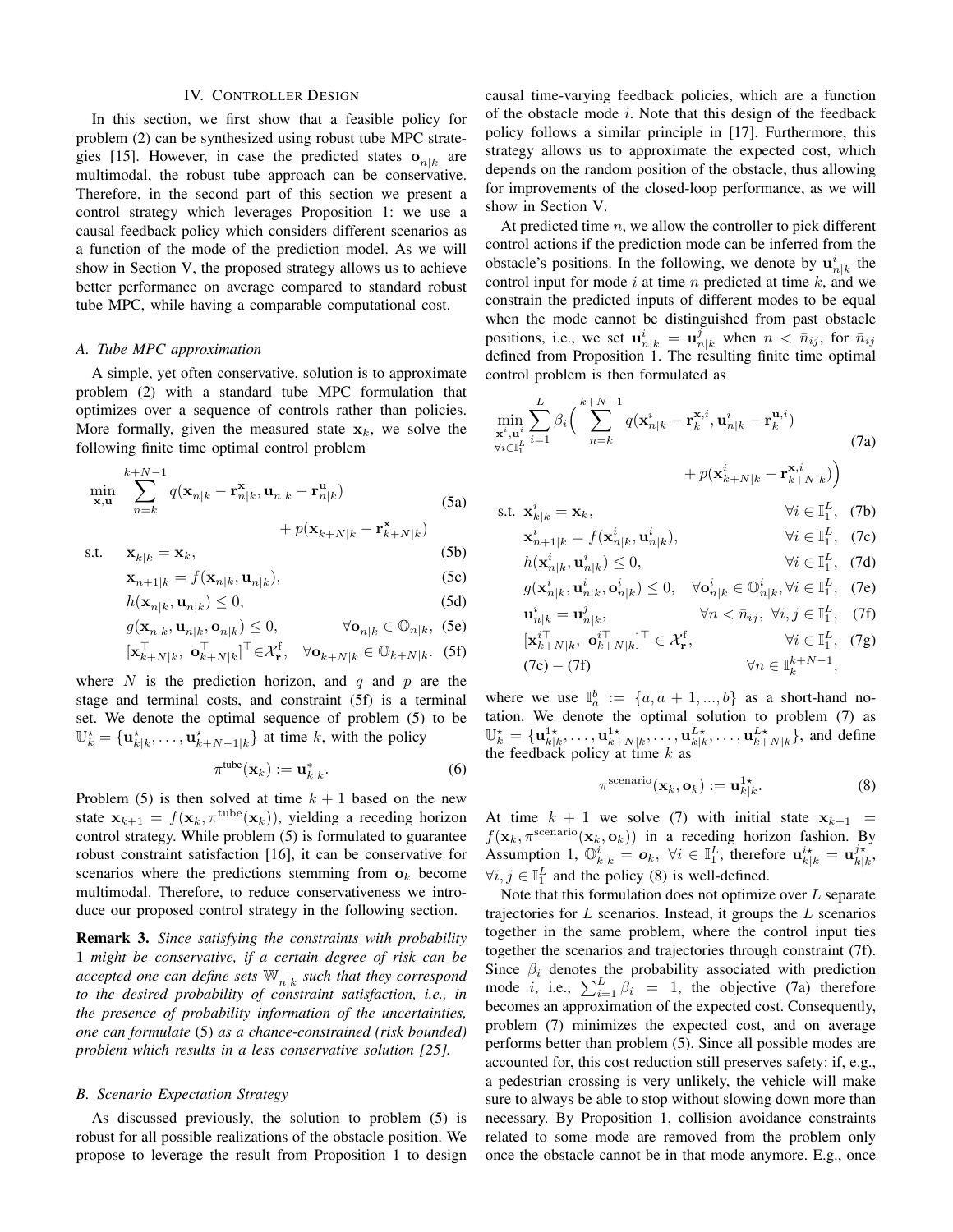## IV. Controller Design

In this section, we first show that a feasible policy for problem (2) can be synthesized using robust tube MPC strategies [15]. However, in case the predicted states $\mathbf{o}_{n|k}$ are multimodal, the robust tube approach can be conservative. Therefore, in the second part of this section we present a control strategy which leverages Proposition 1: we use a causal feedback policy which considers different scenarios as a function of the mode of the prediction model. As we will show in Section V, the proposed strategy allows us to achieve better performance on average compared to standard robust tube MPC, while having a comparable computational cost.

### A. Tube MPC approximation

A simple, yet often conservative, solution is to approximate problem (2) with a standard tube MPC formulation that optimizes over a sequence of controls rather than policies. More formally, given the measured state $\mathbf{x}_k$, we solve the following finite time optimal control problem

$$
\begin{aligned}
\min_{\mathbf{x},\mathbf{u}} \quad & \sum_{n=k}^{k+N-1} q(\mathbf{x}_{n|k} - \mathbf{r}^{\mathbf{x}}_{n|k}, \mathbf{u}_{n|k} - \mathbf{r}^{\mathbf{u}}_{n|k}) \\
& \qquad\qquad + p(\mathbf{x}_{k+N|k} - \mathbf{r}^{\mathbf{x}}_{k+N|k}) && \text{(5a)}\\
\text{s.t.} \quad & \mathbf{x}_{k|k} = \mathbf{x}_k, && \text{(5b)}\\
& \mathbf{x}_{n+1|k} = f(\mathbf{x}_{n|k}, \mathbf{u}_{n|k}), && \text{(5c)}\\
& h(\mathbf{x}_{n|k}, \mathbf{u}_{n|k}) \leq 0, && \text{(5d)}\\
& g(\mathbf{x}_{n|k}, \mathbf{u}_{n|k}, \mathbf{o}_{n|k}) \leq 0, \qquad \forall \mathbf{o}_{n|k} \in \mathbb{O}_{n|k}, && \text{(5e)}\\
& [\mathbf{x}_{k+N|k}^\top,\ \mathbf{o}_{k+N|k}^\top]^\top \in \mathcal{X}^{\mathrm{f}}_{\mathbf{r}}, \quad \forall \mathbf{o}_{k+N|k} \in \mathbb{O}_{k+N|k}. && \text{(5f)}
\end{aligned}
$$

where $N$ is the prediction horizon, and $q$ and $p$ are the stage and terminal costs, and constraint (5f) is a terminal set. We denote the optimal sequence of problem (5) to be $\mathbb{U}^\star_k = \{\mathbf{u}^\star_{k|k}, \dots, \mathbf{u}^\star_{k+N-1|k}\}$ at time $k$, with the policy

$$
\pi^{\text{tube}}(\mathbf{x}_k) := \mathbf{u}^*_{k|k}. \tag{6}
$$

Problem (5) is then solved at time $k+1$ based on the new state $\mathbf{x}_{k+1} = f(\mathbf{x}_k, \pi^{\text{tube}}(\mathbf{x}_k))$, yielding a receding horizon control strategy. While problem (5) is formulated to guarantee robust constraint satisfaction [16], it can be conservative for scenarios where the predictions stemming from $\mathbf{o}_k$ become multimodal. Therefore, to reduce conservativeness we introduce our proposed control strategy in the following section.

**Remark 3.** *Since satisfying the constraints with probability 1 might be conservative, if a certain degree of risk can be accepted one can define sets $\mathbb{W}_{n|k}$ such that they correspond to the desired probability of constraint satisfaction, i.e., in the presence of probability information of the uncertainties, one can formulate* (5) *as a chance-constrained (risk bounded) problem which results in a less conservative solution [25].*

### B. Scenario Expectation Strategy

As discussed previously, the solution to problem (5) is robust for all possible realizations of the obstacle position. We propose to leverage the result from Proposition 1 to design causal time-varying feedback policies, which are a function of the obstacle mode $i$. Note that this design of the feedback policy follows a similar principle in [17]. Furthermore, this strategy allows us to approximate the expected cost, which depends on the random position of the obstacle, thus allowing for improvements of the closed-loop performance, as we will show in Section V.

At predicted time $n$, we allow the controller to pick different control actions if the prediction mode can be inferred from the obstacle's positions. In the following, we denote by $\mathbf{u}^i_{n|k}$ the control input for mode $i$ at time $n$ predicted at time $k$, and we constrain the predicted inputs of different modes to be equal when the mode cannot be distinguished from past obstacle positions, i.e., we set $\mathbf{u}^i_{n|k} = \mathbf{u}^j_{n|k}$ when $n < \bar{n}_{ij}$, for $\bar{n}_{ij}$ defined from Proposition 1. The resulting finite time optimal control problem is then formulated as

$$
\begin{aligned}
\min_{\substack{\mathbf{x}^i,\mathbf{u}^i\\ \forall i \in \mathbb{I}_1^L}} \quad & \sum_{i=1}^{L} \beta_i \Big( \sum_{n=k}^{k+N-1} q(\mathbf{x}^i_{n|k} - \mathbf{r}^{\mathbf{x},i}_k, \mathbf{u}^i_{n|k} - \mathbf{r}^{\mathbf{u},i}_k) \\
& \qquad\qquad + p(\mathbf{x}^i_{k+N|k} - \mathbf{r}^{\mathbf{x},i}_{k+N|k}) \Big) && \text{(7a)}\\
\text{s.t.} \quad & \mathbf{x}^i_{k|k} = \mathbf{x}_k, \qquad \forall i \in \mathbb{I}_1^L, && \text{(7b)}\\
& \mathbf{x}^i_{n+1|k} = f(\mathbf{x}^i_{n|k}, \mathbf{u}^i_{n|k}), \qquad \forall i \in \mathbb{I}_1^L, && \text{(7c)}\\
& h(\mathbf{x}^i_{n|k}, \mathbf{u}^i_{n|k}) \leq 0, \qquad \forall i \in \mathbb{I}_1^L, && \text{(7d)}\\
& g(\mathbf{x}^i_{n|k}, \mathbf{u}^i_{n|k}, \mathbf{o}^i_{n|k}) \leq 0, \quad \forall \mathbf{o}^i_{n|k} \in \mathbb{O}^i_{n|k}, \forall i \in \mathbb{I}_1^L, && \text{(7e)}\\
& \mathbf{u}^i_{n|k} = \mathbf{u}^j_{n|k}, \qquad \forall n < \bar{n}_{ij},\ \forall i,j \in \mathbb{I}_1^L, && \text{(7f)}\\
& [\mathbf{x}^{i\top}_{k+N|k},\ \mathbf{o}^{i\top}_{k+N|k}]^\top \in \mathcal{X}^{\mathrm{f}}_{\mathbf{r}}, \qquad \forall i \in \mathbb{I}_1^L, && \text{(7g)}\\
& \text{(7c)} - \text{(7f)} \qquad \forall n \in \mathbb{I}_k^{k+N-1},
\end{aligned}
$$

where we use $\mathbb{I}_a^b := \{a, a+1, ..., b\}$ as a short-hand notation. We denote the optimal solution to problem (7) as $\mathbb{U}^\star_k = \{\mathbf{u}^{1\star}_{k|k}, \dots, \mathbf{u}^{1\star}_{k+N|k}, \dots, \mathbf{u}^{L\star}_{k|k}, \dots, \mathbf{u}^{L\star}_{k+N|k}\}$, and define the feedback policy at time $k$ as

$$
\pi^{\text{scenario}}(\mathbf{x}_k, \mathbf{o}_k) := \mathbf{u}^{1\star}_{k|k}. \tag{8}
$$

At time $k+1$ we solve (7) with initial state $\mathbf{x}_{k+1} = f(\mathbf{x}_k, \pi^{\text{scenario}}(\mathbf{x}_k, \mathbf{o}_k))$ in a receding horizon fashion. By Assumption 1, $\mathbb{O}^i_{k|k} = \boldsymbol{o}_k,\ \forall i \in \mathbb{I}_1^L$, therefore $\mathbf{u}^{i\star}_{k|k} = \mathbf{u}^{j\star}_{k|k}$, $\forall i,j \in \mathbb{I}_1^L$ and the policy (8) is well-defined.

Note that this formulation does not optimize over $L$ separate trajectories for $L$ scenarios. Instead, it groups the $L$ scenarios together in the same problem, where the control input ties together the scenarios and trajectories through constraint (7f). Since $\beta_i$ denotes the probability associated with prediction mode $i$, i.e., $\sum_{i=1}^{L} \beta_i = 1$, the objective (7a) therefore becomes an approximation of the expected cost. Consequently, problem (7) minimizes the expected cost, and on average performs better than problem (5). Since all possible modes are accounted for, this cost reduction still preserves safety: if, e.g., a pedestrian crossing is very unlikely, the vehicle will make sure to always be able to stop without slowing down more than necessary. By Proposition 1, collision avoidance constraints related to some mode are removed from the problem only once the obstacle cannot be in that mode anymore. E.g., once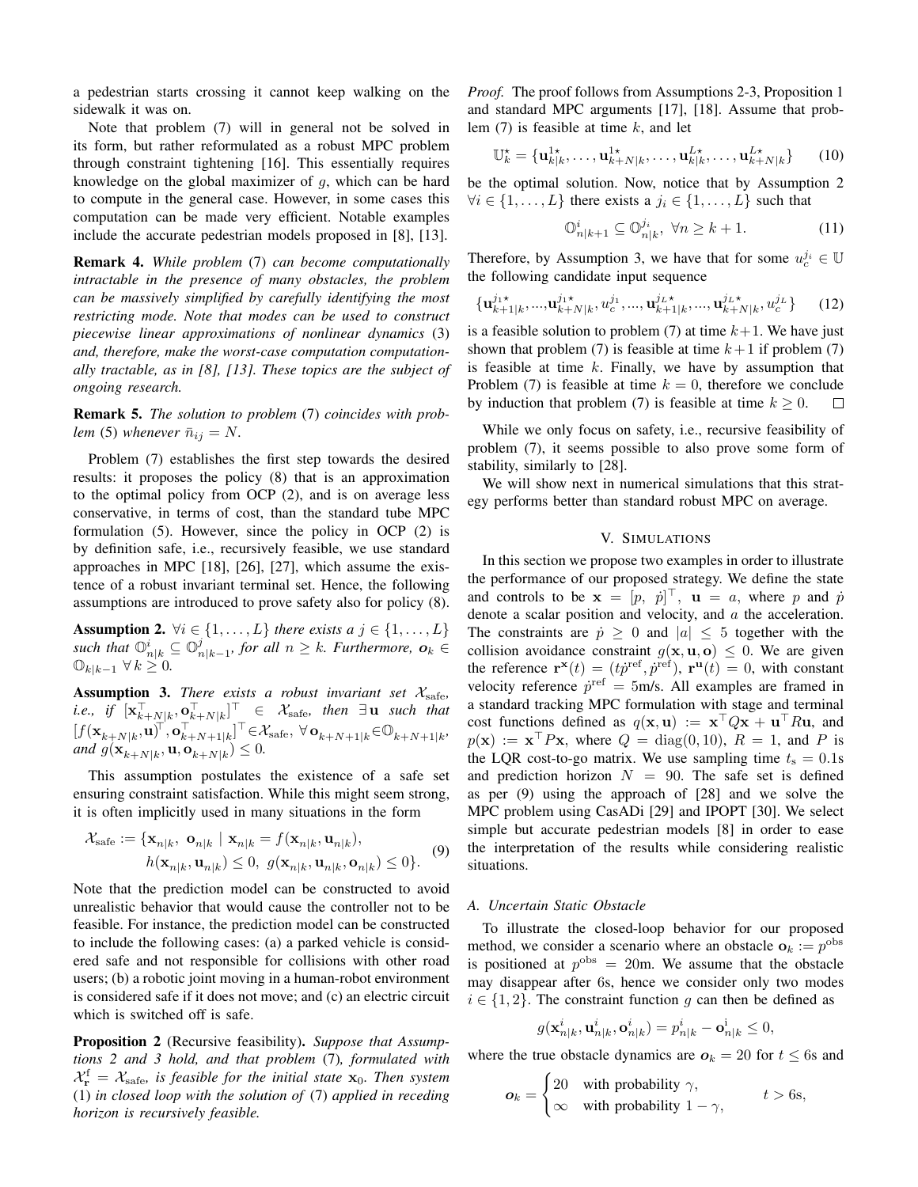a pedestrian starts crossing it cannot keep walking on the sidewalk it was on.

Note that problem (7) will in general not be solved in its form, but rather reformulated as a robust MPC problem through constraint tightening [16]. This essentially requires knowledge on the global maximizer of $g$, which can be hard to compute in the general case. However, in some cases this computation can be made very efficient. Notable examples include the accurate pedestrian models proposed in [8], [13].

**Remark 4.** *While problem* (7) *can become computationally intractable in the presence of many obstacles, the problem can be massively simplified by carefully identifying the most restricting mode. Note that modes can be used to construct piecewise linear approximations of nonlinear dynamics* (3) *and, therefore, make the worst-case computation computationally tractable, as in [8], [13]. These topics are the subject of ongoing research.*

**Remark 5.** *The solution to problem* (7) *coincides with problem* (5) *whenever* $\bar{n}_{ij} = N$.

Problem (7) establishes the first step towards the desired results: it proposes the policy (8) that is an approximation to the optimal policy from OCP (2), and is on average less conservative, in terms of cost, than the standard tube MPC formulation (5). However, since the policy in OCP (2) is by definition safe, i.e., recursively feasible, we use standard approaches in MPC [18], [26], [27], which assume the existence of a robust invariant terminal set. Hence, the following assumptions are introduced to prove safety also for policy (8).

**Assumption 2.** *$\forall i \in \{1,\dots,L\}$ there exists a $j \in \{1,\dots,L\}$ such that $\mathbb{O}^i_{n|k} \subseteq \mathbb{O}^j_{n|k-1}$, for all $n \geq k$. Furthermore, $\boldsymbol{o}_k \in \mathbb{O}_{k|k-1}$ $\forall\, k \geq 0$.*

**Assumption 3.** *There exists a robust invariant set $\mathcal{X}_\mathrm{safe}$, i.e., if $[\mathbf{x}_{k+N|k}^\top, \mathbf{o}_{k+N|k}^\top]^\top \in \mathcal{X}_\mathrm{safe}$, then $\exists\, \mathbf{u}$ such that $[f(\mathbf{x}_{k+N|k}, \mathbf{u})^\top, \mathbf{o}_{k+N+1|k}^\top]^\top \in \mathcal{X}_\mathrm{safe}$, $\forall\, \mathbf{o}_{k+N+1|k} \in \mathbb{O}_{k+N+1|k}$, and $g(\mathbf{x}_{k+N|k}, \mathbf{u}, \mathbf{o}_{k+N|k}) \leq 0$.*

This assumption postulates the existence of a safe set ensuring constraint satisfaction. While this might seem strong, it is often implicitly used in many situations in the form

$$
\begin{aligned}
\mathcal{X}_\mathrm{safe} := \{\mathbf{x}_{n|k},\ \mathbf{o}_{n|k} \mid\ & \mathbf{x}_{n|k} = f(\mathbf{x}_{n|k}, \mathbf{u}_{n|k}), \\
& h(\mathbf{x}_{n|k}, \mathbf{u}_{n|k}) \leq 0,\ g(\mathbf{x}_{n|k}, \mathbf{u}_{n|k}, \mathbf{o}_{n|k}) \leq 0\}.
\end{aligned}
\tag{9}
$$

Note that the prediction model can be constructed to avoid unrealistic behavior that would cause the controller not to be feasible. For instance, the prediction model can be constructed to include the following cases: (a) a parked vehicle is considered safe and not responsible for collisions with other road users; (b) a robotic joint moving in a human-robot environment is considered safe if it does not move; and (c) an electric circuit which is switched off is safe.

**Proposition 2** (Recursive feasibility)**.** *Suppose that Assumptions 2 and 3 hold, and that problem* (7)*, formulated with $\mathcal{X}^\mathrm{f}_\mathbf{r} = \mathcal{X}_\mathrm{safe}$, is feasible for the initial state $\mathbf{x}_0$. Then system* (1) *in closed loop with the solution of* (7) *applied in receding horizon is recursively feasible.*

*Proof.* The proof follows from Assumptions 2-3, Proposition 1 and standard MPC arguments [17], [18]. Assume that problem (7) is feasible at time $k$, and let

$$
\mathbb{U}^\star_k = \{\mathbf{u}^{1\star}_{k|k}, \dots, \mathbf{u}^{1\star}_{k+N|k}, \dots, \mathbf{u}^{L\star}_{k|k}, \dots, \mathbf{u}^{L\star}_{k+N|k}\} \tag{10}
$$

be the optimal solution. Now, notice that by Assumption 2 $\forall i \in \{1,\dots,L\}$ there exists a $j_i \in \{1,\dots,L\}$ such that

$$
\mathbb{O}^i_{n|k+1} \subseteq \mathbb{O}^{j_i}_{n|k},\ \forall n \geq k+1. \tag{11}
$$

Therefore, by Assumption 3, we have that for some $u^{j_i}_c \in \mathbb{U}$ the following candidate input sequence

$$
\{\mathbf{u}^{j_1\star}_{k+1|k}, \dots, \mathbf{u}^{j_1\star}_{k+N|k}, u^{j_1}_c, \dots, \mathbf{u}^{j_L\star}_{k+1|k}, \dots, \mathbf{u}^{j_L\star}_{k+N|k}, u^{j_L}_c\} \tag{12}
$$

is a feasible solution to problem (7) at time $k+1$. We have just shown that problem (7) is feasible at time $k+1$ if problem (7) is feasible at time $k$. Finally, we have by assumption that Problem (7) is feasible at time $k=0$, therefore we conclude by induction that problem (7) is feasible at time $k \geq 0$. $\square$

While we only focus on safety, i.e., recursive feasibility of problem (7), it seems possible to also prove some form of stability, similarly to [28].

We will show next in numerical simulations that this strategy performs better than standard robust MPC on average.

## V. Simulations

In this section we propose two examples in order to illustrate the performance of our proposed strategy. We define the state and controls to be $\mathbf{x} = [p,\ \dot{p}]^\top$, $\mathbf{u} = a$, where $p$ and $\dot{p}$ denote a scalar position and velocity, and $a$ the acceleration. The constraints are $\dot{p} \geq 0$ and $|a| \leq 5$ together with the collision avoidance constraint $g(\mathbf{x}, \mathbf{u}, \mathbf{o}) \leq 0$. We are given the reference $\mathbf{r}^\mathbf{x}(t) = (t\dot{p}^\mathrm{ref}, \dot{p}^\mathrm{ref})$, $\mathbf{r}^\mathbf{u}(t) = 0$, with constant velocity reference $\dot{p}^\mathrm{ref} = 5$m/s. All examples are framed in a standard tracking MPC formulation with stage and terminal cost functions defined as $q(\mathbf{x}, \mathbf{u}) := \mathbf{x}^\top Q \mathbf{x} + \mathbf{u}^\top R \mathbf{u}$, and $p(\mathbf{x}) := \mathbf{x}^\top P \mathbf{x}$, where $Q = \mathrm{diag}(0, 10)$, $R = 1$, and $P$ is the LQR cost-to-go matrix. We use sampling time $t_\mathrm{s} = 0.1$s and prediction horizon $N = 90$. The safe set is defined as per (9) using the approach of [28] and we solve the MPC problem using CasADi [29] and IPOPT [30]. We select simple but accurate pedestrian models [8] in order to ease the interpretation of the results while considering realistic situations.

### A. Uncertain Static Obstacle

To illustrate the closed-loop behavior for our proposed method, we consider a scenario where an obstacle $\mathbf{o}_k := p^\mathrm{obs}$ is positioned at $p^\mathrm{obs} = 20$m. We assume that the obstacle may disappear after 6s, hence we consider only two modes $i \in \{1, 2\}$. The constraint function $g$ can then be defined as

$$
g(\mathbf{x}^i_{n|k}, \mathbf{u}^i_{n|k}, \mathbf{o}^i_{n|k}) = p^i_{n|k} - \mathbf{o}^\mathrm{i}_{n|k} \leq 0,
$$

where the true obstacle dynamics are $\boldsymbol{o}_k = 20$ for $t \leq 6$s and

$$
\boldsymbol{o}_k = \begin{cases} 20 & \text{with probability } \gamma, \\ \infty & \text{with probability } 1-\gamma, \end{cases} \qquad t > 6\text{s},
$$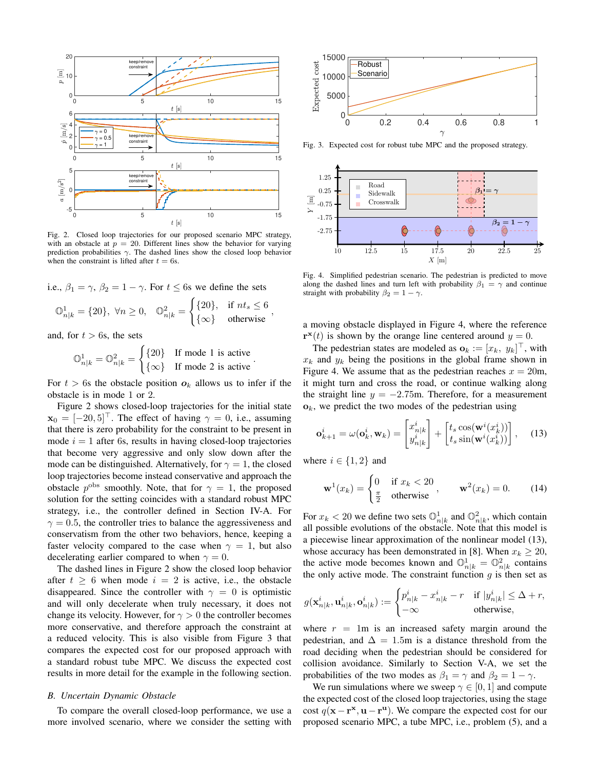Fig. 2. Closed loop trajectories for our proposed scenario MPC strategy, with an obstacle at $p = 20$. Different lines show the behavior for varying prediction probabilities $\gamma$. The dashed lines show the closed loop behavior when the constraint is lifted after $t = 6$s.

i.e., $\beta_1 = \gamma$, $\beta_2 = 1 - \gamma$. For $t \leq 6$s we define the sets

$$\mathbb{O}^1_{n|k} = \{20\},\ \forall n \geq 0, \quad \mathbb{O}^2_{n|k} = \begin{cases} \{20\}, & \text{if } nt_s \leq 6 \\ \{\infty\} & \text{otherwise} \end{cases},$$

and, for $t > 6$s, the sets

$$\mathbb{O}^1_{n|k} = \mathbb{O}^2_{n|k} = \begin{cases} \{20\} & \text{If mode 1 is active} \\ \{\infty\} & \text{If mode 2 is active} \end{cases}.$$

For $t > 6$s the obstacle position $\boldsymbol{o}_k$ allows us to infer if the obstacle is in mode 1 or 2.

Figure 2 shows closed-loop trajectories for the initial state $\mathbf{x}_0 = [-20, 5]^\top$. The effect of having $\gamma = 0$, i.e., assuming that there is zero probability for the constraint to be present in mode $i = 1$ after 6s, results in having closed-loop trajectories that become very aggressive and only slow down after the mode can be distinguished. Alternatively, for $\gamma = 1$, the closed loop trajectories become instead conservative and approach the obstacle $p^{\text{obs}}$ smoothly. Note, that for $\gamma = 1$, the proposed solution for the setting coincides with a standard robust MPC strategy, i.e., the controller defined in Section IV-A. For $\gamma = 0.5$, the controller tries to balance the aggressiveness and conservatism from the other two behaviors, hence, keeping a faster velocity compared to the case when $\gamma = 1$, but also decelerating earlier compared to when $\gamma = 0$.

The dashed lines in Figure 2 show the closed loop behavior after $t \geq 6$ when mode $i = 2$ is active, i.e., the obstacle disappeared. Since the controller with $\gamma = 0$ is optimistic and will only decelerate when truly necessary, it does not change its velocity. However, for $\gamma > 0$ the controller becomes more conservative, and therefore approach the constraint at a reduced velocity. This is also visible from Figure 3 that compares the expected cost for our proposed approach with a standard robust tube MPC. We discuss the expected cost results in more detail for the example in the following section.

### B. Uncertain Dynamic Obstacle

To compare the overall closed-loop performance, we use a more involved scenario, where we consider the setting with a moving obstacle displayed in Figure 4, where the reference $\mathbf{r}^{\mathbf{x}}(t)$ is shown by the orange line centered around $y = 0$.

Fig. 3. Expected cost for robust tube MPC and the proposed strategy.

Fig. 4. Simplified pedestrian scenario. The pedestrian is predicted to move along the dashed lines and turn left with probability $\beta_1 = \gamma$ and continue straight with probability $\beta_2 = 1 - \gamma$.

The pedestrian states are modeled as $\mathbf{o}_k := [x_k,\ y_k]^\top$, with $x_k$ and $y_k$ being the positions in the global frame shown in Figure 4. We assume that as the pedestrian reaches $x = 20$m, it might turn and cross the road, or continue walking along the straight line $y = -2.75$m. Therefore, for a measurement $\mathbf{o}_k$, we predict the two modes of the pedestrian using

$$\mathbf{o}^i_{k+1} = \omega(\mathbf{o}^i_k, \mathbf{w}_k) = \begin{bmatrix} x^i_{n|k} \\ y^i_{n|k} \end{bmatrix} + \begin{bmatrix} t_s \cos(\mathbf{w}^i(x^i_k)) \\ t_s \sin(\mathbf{w}^i(x^i_k)) \end{bmatrix}, \tag{13}$$

where $i \in \{1, 2\}$ and

$$\mathbf{w}^1(x_k) = \begin{cases} 0 & \text{if } x_k < 20 \\ \frac{\pi}{2} & \text{otherwise} \end{cases}, \qquad \mathbf{w}^2(x_k) = 0. \tag{14}$$

For $x_k < 20$ we define two sets $\mathbb{O}^1_{n|k}$ and $\mathbb{O}^2_{n|k}$, which contain all possible evolutions of the obstacle. Note that this model is a piecewise linear approximation of the nonlinear model (13), whose accuracy has been demonstrated in [8]. When $x_k \geq 20$, the active mode becomes known and $\mathbb{O}^1_{n|k} = \mathbb{O}^2_{n|k}$ contains the only active mode. The constraint function $g$ is then set as

$$g(\mathbf{x}^i_{n|k}, \mathbf{u}^i_{n|k}, \mathbf{o}^i_{n|k}) := \begin{cases} p^i_{n|k} - x^i_{n|k} - r & \text{if } |y^i_{n|k}| \leq \Delta + r, \\ -\infty & \text{otherwise,} \end{cases}$$

where $r = 1$m is an increased safety margin around the pedestrian, and $\Delta = 1.5$m is a distance threshold from the road deciding when the pedestrian should be considered for collision avoidance. Similarly to Section V-A, we set the probabilities of the two modes as $\beta_1 = \gamma$ and $\beta_2 = 1 - \gamma$.

We run simulations where we sweep $\gamma \in [0, 1]$ and compute the expected cost of the closed loop trajectories, using the stage cost $q(\mathbf{x} - \mathbf{r}^{\mathbf{x}}, \mathbf{u} - \mathbf{r}^{\mathbf{u}})$. We compare the expected cost for our proposed scenario MPC, a tube MPC, i.e., problem (5), and a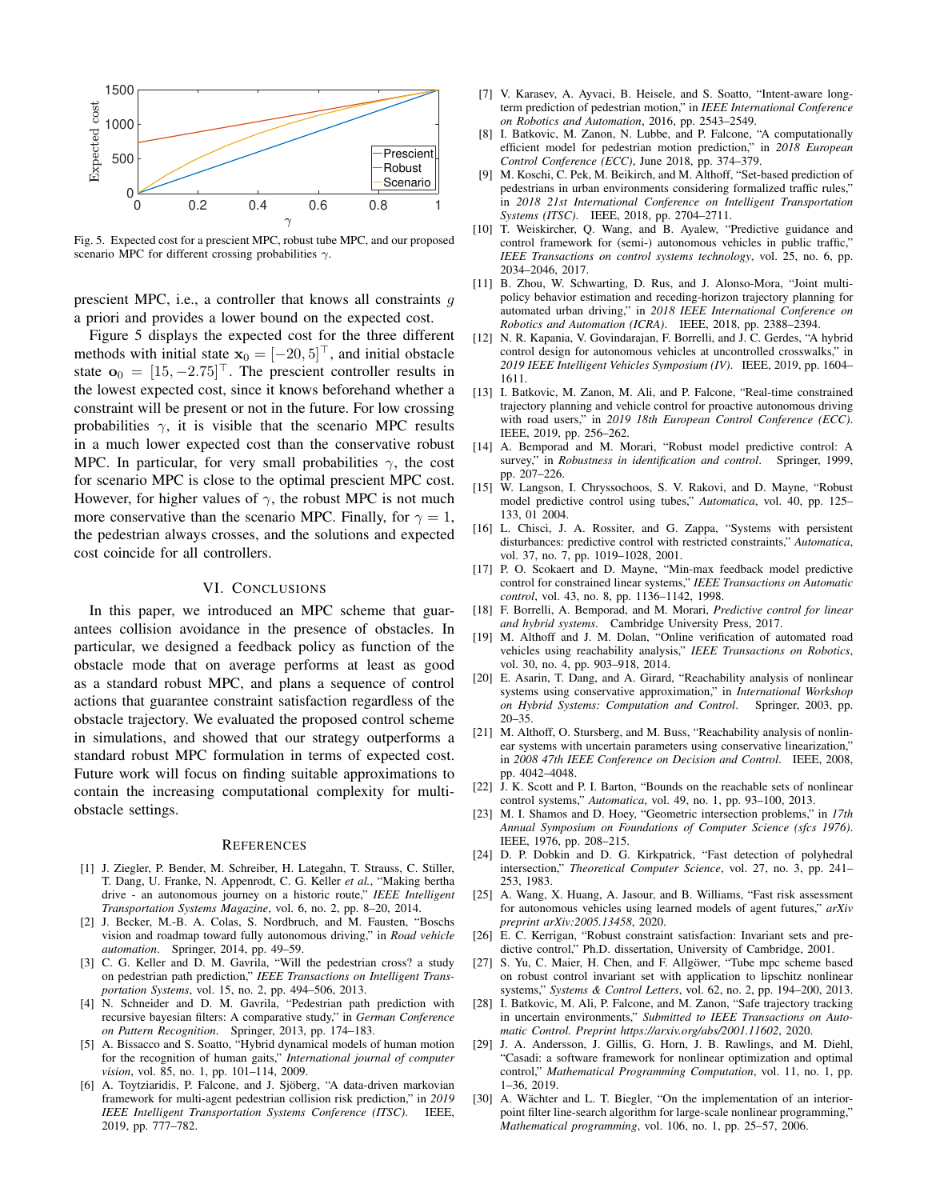1500
1000
500
0
Expected cost
0
0.2
0.4
0.6
0.8
1
$\gamma$
Prescient
Robust
Scenario

Fig. 5. Expected cost for a prescient MPC, robust tube MPC, and our proposed scenario MPC for different crossing probabilities $\gamma$.

prescient MPC, i.e., a controller that knows all constraints $g$ a priori and provides a lower bound on the expected cost.

Figure 5 displays the expected cost for the three different methods with initial state $\mathbf{x}_0 = [-20, 5]^\top$, and initial obstacle state $\mathbf{o}_0 = [15, -2.75]^\top$. The prescient controller results in the lowest expected cost, since it knows beforehand whether a constraint will be present or not in the future. For low crossing probabilities $\gamma$, it is visible that the scenario MPC results in a much lower expected cost than the conservative robust MPC. In particular, for very small probabilities $\gamma$, the cost for scenario MPC is close to the optimal prescient MPC cost. However, for higher values of $\gamma$, the robust MPC is not much more conservative than the scenario MPC. Finally, for $\gamma = 1$, the pedestrian always crosses, and the solutions and expected cost coincide for all controllers.

## VI. Conclusions

In this paper, we introduced an MPC scheme that guarantees collision avoidance in the presence of obstacles. In particular, we designed a feedback policy as function of the obstacle mode that on average performs at least as good as a standard robust MPC, and plans a sequence of control actions that guarantee constraint satisfaction regardless of the obstacle trajectory. We evaluated the proposed control scheme in simulations, and showed that our strategy outperforms a standard robust MPC formulation in terms of expected cost. Future work will focus on finding suitable approximations to contain the increasing computational complexity for multi-obstacle settings.

## References

[1] J. Ziegler, P. Bender, M. Schreiber, H. Lategahn, T. Strauss, C. Stiller, T. Dang, U. Franke, N. Appenrodt, C. G. Keller *et al.*, "Making bertha drive - an autonomous journey on a historic route," *IEEE Intelligent Transportation Systems Magazine*, vol. 6, no. 2, pp. 8–20, 2014.

[2] J. Becker, M.-B. A. Colas, S. Nordbruch, and M. Fausten, "Boschs vision and roadmap toward fully autonomous driving," in *Road vehicle automation*. Springer, 2014, pp. 49–59.

[3] C. G. Keller and D. M. Gavrila, "Will the pedestrian cross? a study on pedestrian path prediction," *IEEE Transactions on Intelligent Transportation Systems*, vol. 15, no. 2, pp. 494–506, 2013.

[4] N. Schneider and D. M. Gavrila, "Pedestrian path prediction with recursive bayesian filters: A comparative study," in *German Conference on Pattern Recognition*. Springer, 2013, pp. 174–183.

[5] A. Bissacco and S. Soatto, "Hybrid dynamical models of human motion for the recognition of human gaits," *International journal of computer vision*, vol. 85, no. 1, pp. 101–114, 2009.

[6] A. Toytziaridis, P. Falcone, and J. Sjöberg, "A data-driven markovian framework for multi-agent pedestrian collision risk prediction," in *2019 IEEE Intelligent Transportation Systems Conference (ITSC)*. IEEE, 2019, pp. 777–782.

[7] V. Karasev, A. Ayvaci, B. Heisele, and S. Soatto, "Intent-aware long-term prediction of pedestrian motion," in *IEEE International Conference on Robotics and Automation*, 2016, pp. 2543–2549.

[8] I. Batkovic, M. Zanon, N. Lubbe, and P. Falcone, "A computationally efficient model for pedestrian motion prediction," in *2018 European Control Conference (ECC)*, June 2018, pp. 374–379.

[9] M. Koschi, C. Pek, M. Beikirch, and M. Althoff, "Set-based prediction of pedestrians in urban environments considering formalized traffic rules," in *2018 21st International Conference on Intelligent Transportation Systems (ITSC)*. IEEE, 2018, pp. 2704–2711.

[10] T. Weiskircher, Q. Wang, and B. Ayalew, "Predictive guidance and control framework for (semi-) autonomous vehicles in public traffic," *IEEE Transactions on control systems technology*, vol. 25, no. 6, pp. 2034–2046, 2017.

[11] B. Zhou, W. Schwarting, D. Rus, and J. Alonso-Mora, "Joint multi-policy behavior estimation and receding-horizon trajectory planning for automated urban driving," in *2018 IEEE International Conference on Robotics and Automation (ICRA)*. IEEE, 2018, pp. 2388–2394.

[12] B. Kapania, V. Govindarajan, F. Borrelli, and J. C. Gerdes, "A hybrid control design for autonomous vehicles at uncontrolled crosswalks," in *2019 IEEE Intelligent Vehicles Symposium (IV)*. IEEE, 2019, pp. 1604–1611.

[13] I. Batkovic, M. Zanon, M. Ali, and P. Falcone, "Real-time constrained trajectory planning and vehicle control for proactive autonomous driving with road users," in *2019 18th European Control Conference (ECC)*. IEEE, 2019, pp. 256–262.

[14] A. Bemporad and M. Morari, "Robust model predictive control: A survey," in *Robustness in identification and control*. Springer, 1999, pp. 207–226.

[15] W. Langson, I. Chryssochoos, S. V. Rakovi, and D. Mayne, "Robust model predictive control using tubes," *Automatica*, vol. 40, pp. 125–133, 01 2004.

[16] L. Chisci, J. A. Rossiter, and G. Zappa, "Systems with persistent disturbances: predictive control with restricted constraints," *Automatica*, vol. 37, no. 7, pp. 1019–1028, 2001.

[17] P. O. Scokaert and D. Mayne, "Min-max feedback model predictive control for constrained linear systems," *IEEE Transactions on Automatic control*, vol. 43, no. 8, pp. 1136–1142, 1998.

[18] F. Borrelli, A. Bemporad, and M. Morari, *Predictive control for linear and hybrid systems*. Cambridge University Press, 2017.

[19] M. Althoff and J. M. Dolan, "Online verification of automated road vehicles using reachability analysis," *IEEE Transactions on Robotics*, vol. 30, no. 4, pp. 903–918, 2014.

[20] E. Asarin, T. Dang, and A. Girard, "Reachability analysis of nonlinear systems using conservative approximation," in *International Workshop on Hybrid Systems: Computation and Control*. Springer, 2003, pp. 20–35.

[21] M. Althoff, O. Stursberg, and M. Buss, "Reachability analysis of nonlinear systems with uncertain parameters using conservative linearization," in *2008 47th IEEE Conference on Decision and Control*. IEEE, 2008, pp. 4042–4048.

[22] J. K. Scott and P. I. Barton, "Bounds on the reachable sets of nonlinear control systems," *Automatica*, vol. 49, no. 1, pp. 93–100, 2013.

[23] M. I. Shamos and D. Hoey, "Geometric intersection problems," in *17th Annual Symposium on Foundations of Computer Science (sfcs 1976)*. IEEE, 1976, pp. 208–215.

[24] D. P. Dobkin and D. G. Kirkpatrick, "Fast detection of polyhedral intersection," *Theoretical Computer Science*, vol. 27, no. 3, pp. 241–253, 1983.

[25] A. Wang, X. Huang, A. Jasour, and B. Williams, "Fast risk assessment for autonomous vehicles using learned models of agent futures," *arXiv preprint arXiv:2005.13458*, 2020.

[26] E. C. Kerrigan, "Robust constraint satisfaction: Invariant sets and predictive control," Ph.D. dissertation, University of Cambridge, 2001.

[27] S. Yu, C. Maier, H. Chen, and F. Allgöwer, "Tube mpc scheme based on robust control invariant set with application to lipschitz nonlinear systems," *Systems & Control Letters*, vol. 62, no. 2, pp. 194–200, 2013.

[28] I. Batkovic, M. Ali, P. Falcone, and M. Zanon, "Safe trajectory tracking in uncertain environments," *Submitted to IEEE Transactions on Automatic Control. Preprint https://arxiv.org/abs/2001.11602*, 2020.

[29] J. A. Andersson, J. Gillis, G. Horn, J. B. Rawlings, and M. Diehl, "Casadi: a software framework for nonlinear optimization and optimal control," *Mathematical Programming Computation*, vol. 11, no. 1, pp. 1–36, 2019.

[30] A. Wächter and L. T. Biegler, "On the implementation of an interior-point filter line-search algorithm for large-scale nonlinear programming," *Mathematical programming*, vol. 106, no. 1, pp. 25–57, 2006.